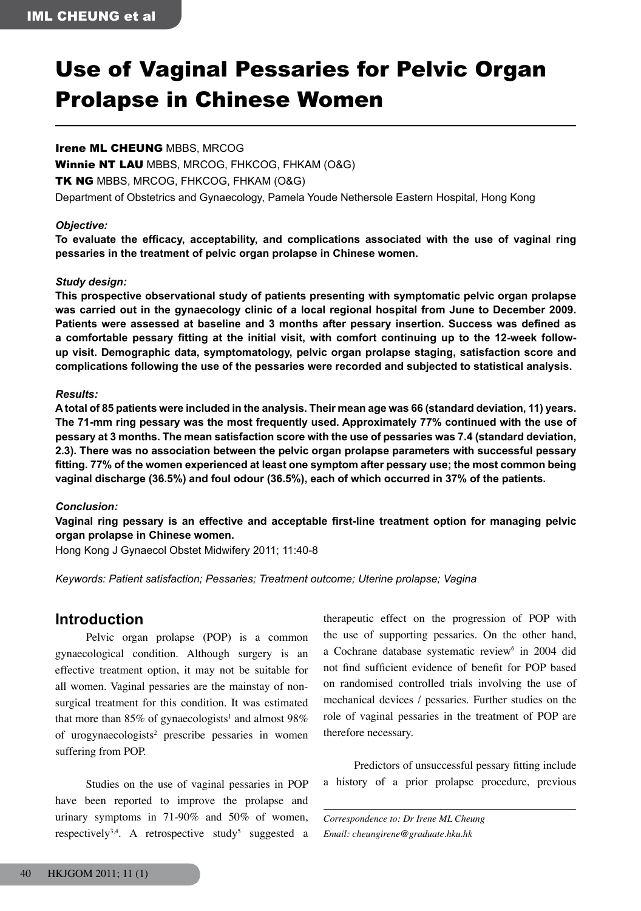# Use of Vaginal Pessaries for Pelvic Organ Prolapse in Chinese Women

**Irene ML CHEUNG** MBBS, MRCOG

**Winnie NT LAU** MBBS, MRCOG, FHKCOG, FHKAM (O&G)

**TK NG** MBBS, MRCOG, FHKCOG, FHKAM (O&G)

Department of Obstetrics and Gynaecology, Pamela Youde Nethersole Eastern Hospital, Hong Kong

***Objective:***

**To evaluate the efficacy, acceptability, and complications associated with the use of vaginal ring pessaries in the treatment of pelvic organ prolapse in Chinese women.**

***Study design:***

**This prospective observational study of patients presenting with symptomatic pelvic organ prolapse was carried out in the gynaecology clinic of a local regional hospital from June to December 2009. Patients were assessed at baseline and 3 months after pessary insertion. Success was defined as a comfortable pessary fitting at the initial visit, with comfort continuing up to the 12-week follow-up visit. Demographic data, symptomatology, pelvic organ prolapse staging, satisfaction score and complications following the use of the pessaries were recorded and subjected to statistical analysis.**

***Results:***

**A total of 85 patients were included in the analysis. Their mean age was 66 (standard deviation, 11) years. The 71-mm ring pessary was the most frequently used. Approximately 77% continued with the use of pessary at 3 months. The mean satisfaction score with the use of pessaries was 7.4 (standard deviation, 2.3). There was no association between the pelvic organ prolapse parameters with successful pessary fitting. 77% of the women experienced at least one symptom after pessary use; the most common being vaginal discharge (36.5%) and foul odour (36.5%), each of which occurred in 37% of the patients.**

***Conclusion:***

**Vaginal ring pessary is an effective and acceptable first-line treatment option for managing pelvic organ prolapse in Chinese women.**

Hong Kong J Gynaecol Obstet Midwifery 2011; 11:40-8

*Keywords: Patient satisfaction; Pessaries; Treatment outcome; Uterine prolapse; Vagina*

## Introduction

Pelvic organ prolapse (POP) is a common gynaecological condition. Although surgery is an effective treatment option, it may not be suitable for all women. Vaginal pessaries are the mainstay of non-surgical treatment for this condition. It was estimated that more than 85% of gynaecologists[1] and almost 98% of urogynaecologists[2] prescribe pessaries in women suffering from POP.

Studies on the use of vaginal pessaries in POP have been reported to improve the prolapse and urinary symptoms in 71-90% and 50% of women, respectively[3,4]. A retrospective study[5] suggested a therapeutic effect on the progression of POP with the use of supporting pessaries. On the other hand, a Cochrane database systematic review[6] in 2004 did not find sufficient evidence of benefit for POP based on randomised controlled trials involving the use of mechanical devices / pessaries. Further studies on the role of vaginal pessaries in the treatment of POP are therefore necessary.

Predictors of unsuccessful pessary fitting include a history of a prior prolapse procedure, previous

*Correspondence to: Dr Irene ML Cheung*
*Email: cheungirene@graduate.hku.hk*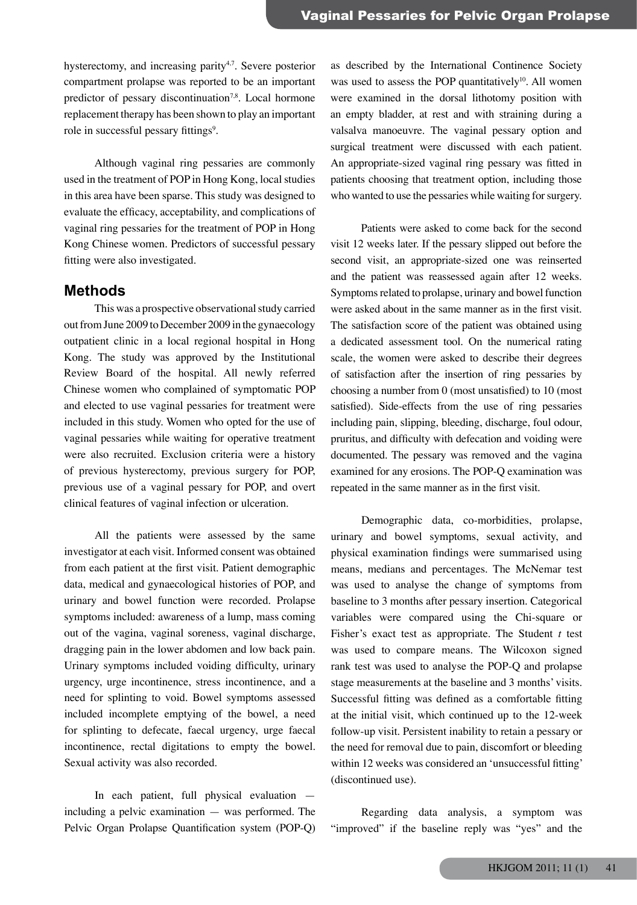hysterectomy, and increasing parity[4,7]. Severe posterior compartment prolapse was reported to be an important predictor of pessary discontinuation[7,8]. Local hormone replacement therapy has been shown to play an important role in successful pessary fittings[9].

Although vaginal ring pessaries are commonly used in the treatment of POP in Hong Kong, local studies in this area have been sparse. This study was designed to evaluate the efficacy, acceptability, and complications of vaginal ring pessaries for the treatment of POP in Hong Kong Chinese women. Predictors of successful pessary fitting were also investigated.

## Methods

This was a prospective observational study carried out from June 2009 to December 2009 in the gynaecology outpatient clinic in a local regional hospital in Hong Kong. The study was approved by the Institutional Review Board of the hospital. All newly referred Chinese women who complained of symptomatic POP and elected to use vaginal pessaries for treatment were included in this study. Women who opted for the use of vaginal pessaries while waiting for operative treatment were also recruited. Exclusion criteria were a history of previous hysterectomy, previous surgery for POP, previous use of a vaginal pessary for POP, and overt clinical features of vaginal infection or ulceration.

All the patients were assessed by the same investigator at each visit. Informed consent was obtained from each patient at the first visit. Patient demographic data, medical and gynaecological histories of POP, and urinary and bowel function were recorded. Prolapse symptoms included: awareness of a lump, mass coming out of the vagina, vaginal soreness, vaginal discharge, dragging pain in the lower abdomen and low back pain. Urinary symptoms included voiding difficulty, urinary urgency, urge incontinence, stress incontinence, and a need for splinting to void. Bowel symptoms assessed included incomplete emptying of the bowel, a need for splinting to defecate, faecal urgency, urge faecal incontinence, rectal digitations to empty the bowel. Sexual activity was also recorded.

In each patient, full physical evaluation — including a pelvic examination — was performed. The Pelvic Organ Prolapse Quantification system (POP-Q) as described by the International Continence Society was used to assess the POP quantitatively[10]. All women were examined in the dorsal lithotomy position with an empty bladder, at rest and with straining during a valsalva manoeuvre. The vaginal pessary option and surgical treatment were discussed with each patient. An appropriate-sized vaginal ring pessary was fitted in patients choosing that treatment option, including those who wanted to use the pessaries while waiting for surgery.

Patients were asked to come back for the second visit 12 weeks later. If the pessary slipped out before the second visit, an appropriate-sized one was reinserted and the patient was reassessed again after 12 weeks. Symptoms related to prolapse, urinary and bowel function were asked about in the same manner as in the first visit. The satisfaction score of the patient was obtained using a dedicated assessment tool. On the numerical rating scale, the women were asked to describe their degrees of satisfaction after the insertion of ring pessaries by choosing a number from 0 (most unsatisfied) to 10 (most satisfied). Side-effects from the use of ring pessaries including pain, slipping, bleeding, discharge, foul odour, pruritus, and difficulty with defecation and voiding were documented. The pessary was removed and the vagina examined for any erosions. The POP-Q examination was repeated in the same manner as in the first visit.

Demographic data, co-morbidities, prolapse, urinary and bowel symptoms, sexual activity, and physical examination findings were summarised using means, medians and percentages. The McNemar test was used to analyse the change of symptoms from baseline to 3 months after pessary insertion. Categorical variables were compared using the Chi-square or Fisher's exact test as appropriate. The Student *t* test was used to compare means. The Wilcoxon signed rank test was used to analyse the POP-Q and prolapse stage measurements at the baseline and 3 months' visits. Successful fitting was defined as a comfortable fitting at the initial visit, which continued up to the 12-week follow-up visit. Persistent inability to retain a pessary or the need for removal due to pain, discomfort or bleeding within 12 weeks was considered an 'unsuccessful fitting' (discontinued use).

Regarding data analysis, a symptom was "improved" if the baseline reply was "yes" and the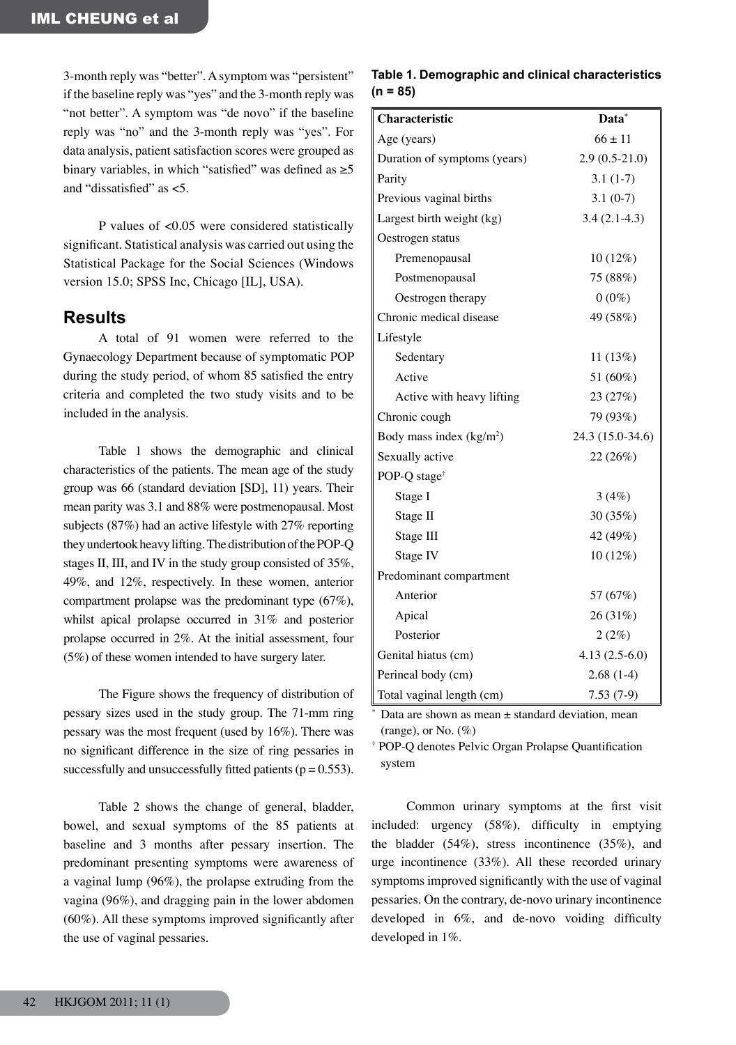3-month reply was "better". A symptom was "persistent" if the baseline reply was "yes" and the 3-month reply was "not better". A symptom was "de novo" if the baseline reply was "no" and the 3-month reply was "yes". For data analysis, patient satisfaction scores were grouped as binary variables, in which "satisfied" was defined as ≥5 and "dissatisfied" as <5.

P values of <0.05 were considered statistically significant. Statistical analysis was carried out using the Statistical Package for the Social Sciences (Windows version 15.0; SPSS Inc, Chicago [IL], USA).

## Results

A total of 91 women were referred to the Gynaecology Department because of symptomatic POP during the study period, of whom 85 satisfied the entry criteria and completed the two study visits and to be included in the analysis.

Table 1 shows the demographic and clinical characteristics of the patients. The mean age of the study group was 66 (standard deviation [SD], 11) years. Their mean parity was 3.1 and 88% were postmenopausal. Most subjects (87%) had an active lifestyle with 27% reporting they undertook heavy lifting. The distribution of the POP-Q stages II, III, and IV in the study group consisted of 35%, 49%, and 12%, respectively. In these women, anterior compartment prolapse was the predominant type (67%), whilst apical prolapse occurred in 31% and posterior prolapse occurred in 2%. At the initial assessment, four (5%) of these women intended to have surgery later.

The Figure shows the frequency of distribution of pessary sizes used in the study group. The 71-mm ring pessary was the most frequent (used by 16%). There was no significant difference in the size of ring pessaries in successfully and unsuccessfully fitted patients (p = 0.553).

Table 2 shows the change of general, bladder, bowel, and sexual symptoms of the 85 patients at baseline and 3 months after pessary insertion. The predominant presenting symptoms were awareness of a vaginal lump (96%), the prolapse extruding from the vagina (96%), and dragging pain in the lower abdomen (60%). All these symptoms improved significantly after the use of vaginal pessaries.

**Table 1. Demographic and clinical characteristics (n = 85)**

| Characteristic | Data* |
|---|---|
| Age (years) | 66 ± 11 |
| Duration of symptoms (years) | 2.9 (0.5-21.0) |
| Parity | 3.1 (1-7) |
| Previous vaginal births | 3.1 (0-7) |
| Largest birth weight (kg) | 3.4 (2.1-4.3) |
| Oestrogen status | |
| Premenopausal | 10 (12%) |
| Postmenopausal | 75 (88%) |
| Oestrogen therapy | 0 (0%) |
| Chronic medical disease | 49 (58%) |
| Lifestyle | |
| Sedentary | 11 (13%) |
| Active | 51 (60%) |
| Active with heavy lifting | 23 (27%) |
| Chronic cough | 79 (93%) |
| Body mass index (kg/m$^2$) | 24.3 (15.0-34.6) |
| Sexually active | 22 (26%) |
| POP-Q stage† | |
| Stage I | 3 (4%) |
| Stage II | 30 (35%) |
| Stage III | 42 (49%) |
| Stage IV | 10 (12%) |
| Predominant compartment | |
| Anterior | 57 (67%) |
| Apical | 26 (31%) |
| Posterior | 2 (2%) |
| Genital hiatus (cm) | 4.13 (2.5-6.0) |
| Perineal body (cm) | 2.68 (1-4) |
| Total vaginal length (cm) | 7.53 (7-9) |

\* Data are shown as mean ± standard deviation, mean (range), or No. (%)

† POP-Q denotes Pelvic Organ Prolapse Quantification system

Common urinary symptoms at the first visit included: urgency (58%), difficulty in emptying the bladder (54%), stress incontinence (35%), and urge incontinence (33%). All these recorded urinary symptoms improved significantly with the use of vaginal pessaries. On the contrary, de-novo urinary incontinence developed in 6%, and de-novo voiding difficulty developed in 1%.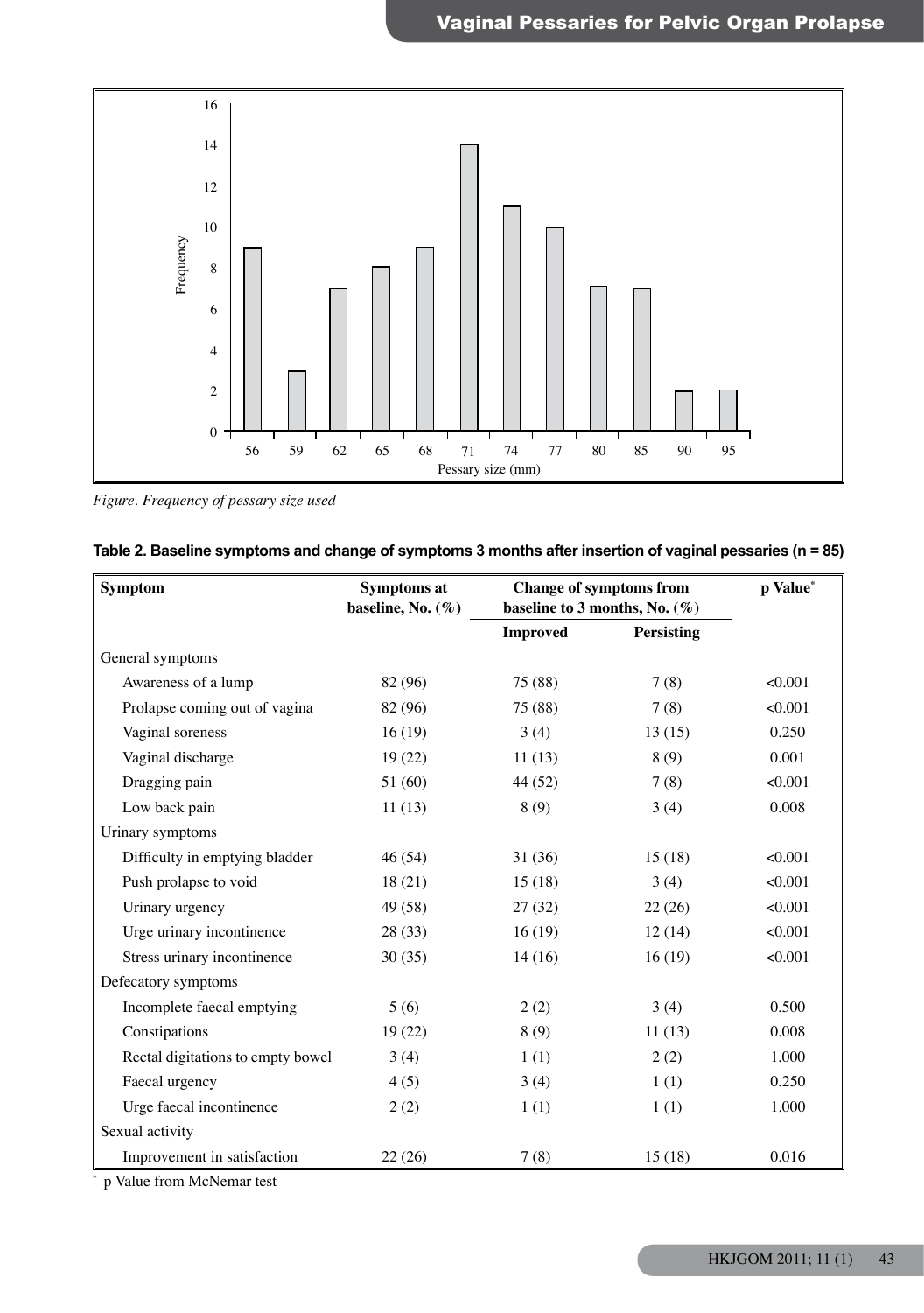*Figure. Frequency of pessary size used*

**Table 2. Baseline symptoms and change of symptoms 3 months after insertion of vaginal pessaries (n = 85)**

| Symptom | Symptoms at baseline, No. (%) | Change of symptoms from baseline to 3 months, No. (%) | | p Value* |
|---|---|---|---|---|
| | | Improved | Persisting | |
| General symptoms | | | | |
| Awareness of a lump | 82 (96) | 75 (88) | 7 (8) | <0.001 |
| Prolapse coming out of vagina | 82 (96) | 75 (88) | 7 (8) | <0.001 |
| Vaginal soreness | 16 (19) | 3 (4) | 13 (15) | 0.250 |
| Vaginal discharge | 19 (22) | 11 (13) | 8 (9) | 0.001 |
| Dragging pain | 51 (60) | 44 (52) | 7 (8) | <0.001 |
| Low back pain | 11 (13) | 8 (9) | 3 (4) | 0.008 |
| Urinary symptoms | | | | |
| Difficulty in emptying bladder | 46 (54) | 31 (36) | 15 (18) | <0.001 |
| Push prolapse to void | 18 (21) | 15 (18) | 3 (4) | <0.001 |
| Urinary urgency | 49 (58) | 27 (32) | 22 (26) | <0.001 |
| Urge urinary incontinence | 28 (33) | 16 (19) | 12 (14) | <0.001 |
| Stress urinary incontinence | 30 (35) | 14 (16) | 16 (19) | <0.001 |
| Defecatory symptoms | | | | |
| Incomplete faecal emptying | 5 (6) | 2 (2) | 3 (4) | 0.500 |
| Constipations | 19 (22) | 8 (9) | 11 (13) | 0.008 |
| Rectal digitations to empty bowel | 3 (4) | 1 (1) | 2 (2) | 1.000 |
| Faecal urgency | 4 (5) | 3 (4) | 1 (1) | 0.250 |
| Urge faecal incontinence | 2 (2) | 1 (1) | 1 (1) | 1.000 |
| Sexual activity | | | | |
| Improvement in satisfaction | 22 (26) | 7 (8) | 15 (18) | 0.016 |

\* p Value from McNemar test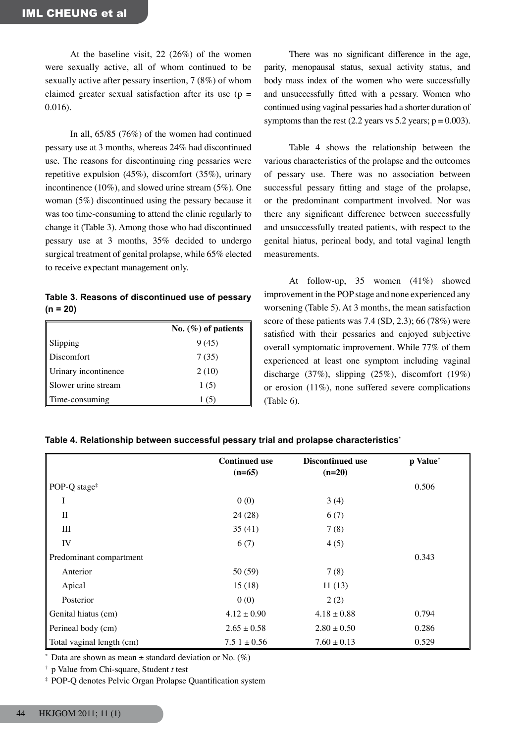At the baseline visit, 22 (26%) of the women were sexually active, all of whom continued to be sexually active after pessary insertion, 7 (8%) of whom claimed greater sexual satisfaction after its use (p = 0.016).

In all, 65/85 (76%) of the women had continued pessary use at 3 months, whereas 24% had discontinued use. The reasons for discontinuing ring pessaries were repetitive expulsion (45%), discomfort (35%), urinary incontinence (10%), and slowed urine stream (5%). One woman (5%) discontinued using the pessary because it was too time-consuming to attend the clinic regularly to change it (Table 3). Among those who had discontinued pessary use at 3 months, 35% decided to undergo surgical treatment of genital prolapse, while 65% elected to receive expectant management only.

**Table 3. Reasons of discontinued use of pessary (n = 20)**

| | No. (%) of patients |
|---|---|
| Slipping | 9 (45) |
| Discomfort | 7 (35) |
| Urinary incontinence | 2 (10) |
| Slower urine stream | 1 (5) |
| Time-consuming | 1 (5) |

There was no significant difference in the age, parity, menopausal status, sexual activity status, and body mass index of the women who were successfully and unsuccessfully fitted with a pessary. Women who continued using vaginal pessaries had a shorter duration of symptoms than the rest (2.2 years vs 5.2 years; p = 0.003).

Table 4 shows the relationship between the various characteristics of the prolapse and the outcomes of pessary use. There was no association between successful pessary fitting and stage of the prolapse, or the predominant compartment involved. Nor was there any significant difference between successfully and unsuccessfully treated patients, with respect to the genital hiatus, perineal body, and total vaginal length measurements.

At follow-up, 35 women (41%) showed improvement in the POP stage and none experienced any worsening (Table 5). At 3 months, the mean satisfaction score of these patients was 7.4 (SD, 2.3); 66 (78%) were satisfied with their pessaries and enjoyed subjective overall symptomatic improvement. While 77% of them experienced at least one symptom including vaginal discharge (37%), slipping (25%), discomfort (19%) or erosion (11%), none suffered severe complications (Table 6).

**Table 4. Relationship between successful pessary trial and prolapse characteristics**[*]

| | Continued use (n=65) | Discontinued use (n=20) | p Value[†] |
|---|---|---|---|
| POP-Q stage[‡] | | | 0.506 |
| I | 0 (0) | 3 (4) | |
| II | 24 (28) | 6 (7) | |
| III | 35 (41) | 7 (8) | |
| IV | 6 (7) | 4 (5) | |
| Predominant compartment | | | 0.343 |
| Anterior | 50 (59) | 7 (8) | |
| Apical | 15 (18) | 11 (13) | |
| Posterior | 0 (0) | 2 (2) | |
| Genital hiatus (cm) | 4.12 ± 0.90 | 4.18 ± 0.88 | 0.794 |
| Perineal body (cm) | 2.65 ± 0.58 | 2.80 ± 0.50 | 0.286 |
| Total vaginal length (cm) | 7.5 1 ± 0.56 | 7.60 ± 0.13 | 0.529 |

[*] Data are shown as mean ± standard deviation or No. (%)

[†] p Value from Chi-square, Student *t* test

[‡] POP-Q denotes Pelvic Organ Prolapse Quantification system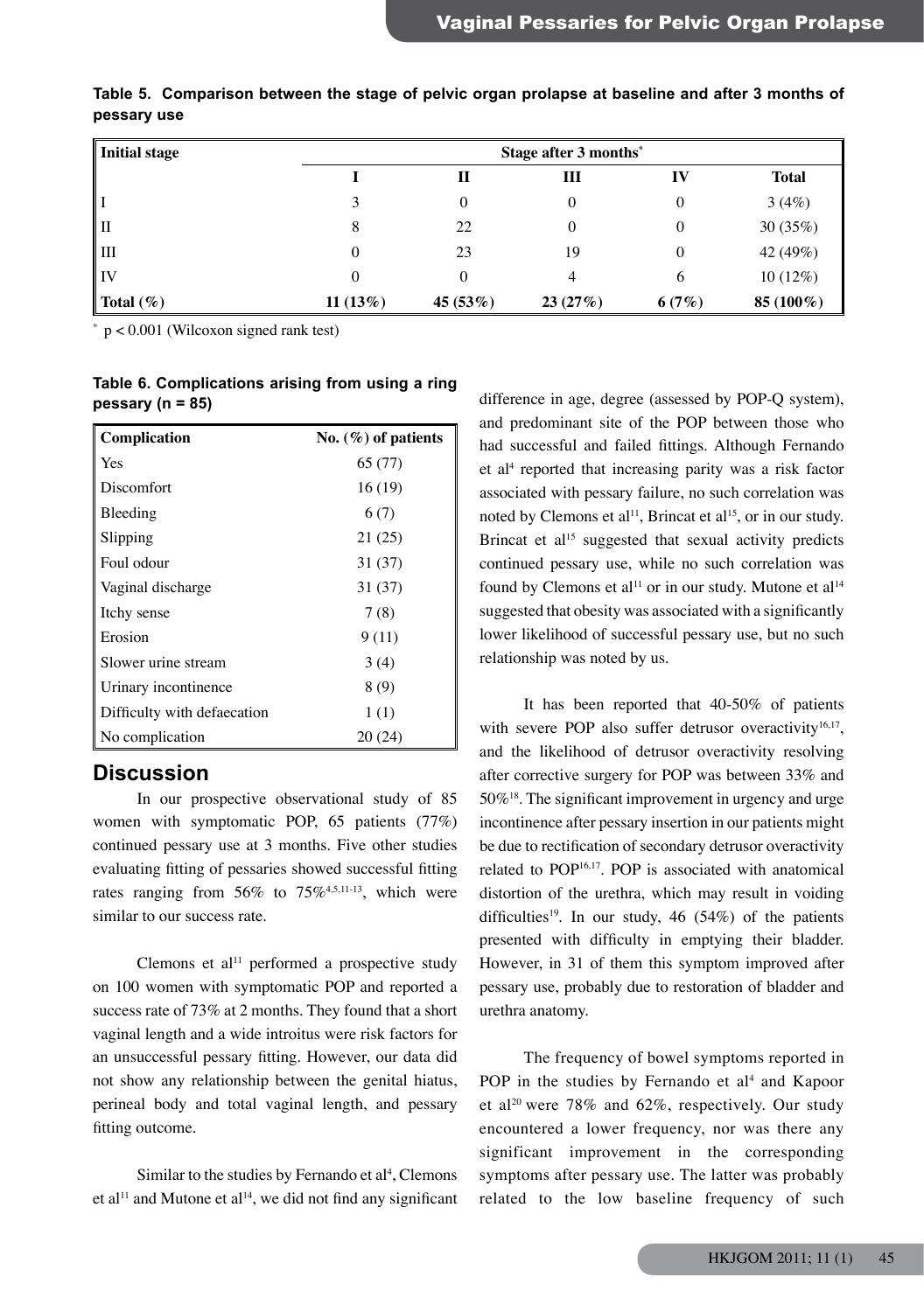**Table 5. Comparison between the stage of pelvic organ prolapse at baseline and after 3 months of pessary use**

| Initial stage | Stage after 3 months* | | | | |
|---|---|---|---|---|---|
| | I | II | III | IV | Total |
| I | 3 | 0 | 0 | 0 | 3 (4%) |
| II | 8 | 22 | 0 | 0 | 30 (35%) |
| III | 0 | 23 | 19 | 0 | 42 (49%) |
| IV | 0 | 0 | 4 | 6 | 10 (12%) |
| **Total (%)** | **11 (13%)** | **45 (53%)** | **23 (27%)** | **6 (7%)** | **85 (100%)** |

\* $p < 0.001$ (Wilcoxon signed rank test)

**Table 6. Complications arising from using a ring pessary (n = 85)**

| Complication | No. (%) of patients |
|---|---|
| Yes | 65 (77) |
| Discomfort | 16 (19) |
| Bleeding | 6 (7) |
| Slipping | 21 (25) |
| Foul odour | 31 (37) |
| Vaginal discharge | 31 (37) |
| Itchy sense | 7 (8) |
| Erosion | 9 (11) |
| Slower urine stream | 3 (4) |
| Urinary incontinence | 8 (9) |
| Difficulty with defaecation | 1 (1) |
| No complication | 20 (24) |

## Discussion

In our prospective observational study of 85 women with symptomatic POP, 65 patients (77%) continued pessary use at 3 months. Five other studies evaluating fitting of pessaries showed successful fitting rates ranging from 56% to 75%[4,5,11-13], which were similar to our success rate.

Clemons et al[11] performed a prospective study on 100 women with symptomatic POP and reported a success rate of 73% at 2 months. They found that a short vaginal length and a wide introitus were risk factors for an unsuccessful pessary fitting. However, our data did not show any relationship between the genital hiatus, perineal body and total vaginal length, and pessary fitting outcome.

Similar to the studies by Fernando et al[4], Clemons et al[11] and Mutone et al[14], we did not find any significant difference in age, degree (assessed by POP-Q system), and predominant site of the POP between those who had successful and failed fittings. Although Fernando et al[4] reported that increasing parity was a risk factor associated with pessary failure, no such correlation was noted by Clemons et al[11], Brincat et al[15], or in our study. Brincat et al[15] suggested that sexual activity predicts continued pessary use, while no such correlation was found by Clemons et al[11] or in our study. Mutone et al[14] suggested that obesity was associated with a significantly lower likelihood of successful pessary use, but no such relationship was noted by us.

It has been reported that 40-50% of patients with severe POP also suffer detrusor overactivity[16,17], and the likelihood of detrusor overactivity resolving after corrective surgery for POP was between 33% and 50%[18]. The significant improvement in urgency and urge incontinence after pessary insertion in our patients might be due to rectification of secondary detrusor overactivity related to POP[16,17]. POP is associated with anatomical distortion of the urethra, which may result in voiding difficulties[19]. In our study, 46 (54%) of the patients presented with difficulty in emptying their bladder. However, in 31 of them this symptom improved after pessary use, probably due to restoration of bladder and urethra anatomy.

The frequency of bowel symptoms reported in POP in the studies by Fernando et al[4] and Kapoor et al[20] were 78% and 62%, respectively. Our study encountered a lower frequency, nor was there any significant improvement in the corresponding symptoms after pessary use. The latter was probably related to the low baseline frequency of such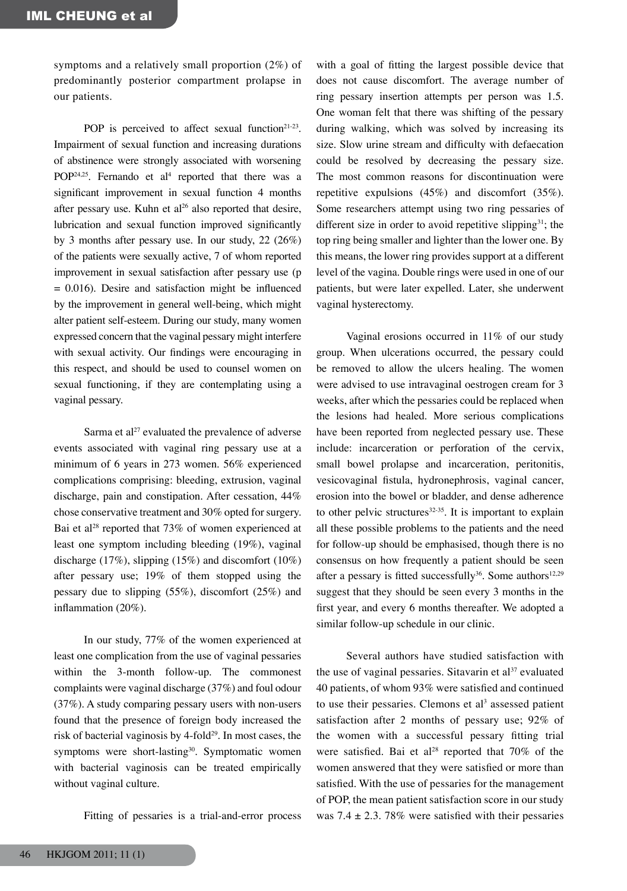symptoms and a relatively small proportion (2%) of predominantly posterior compartment prolapse in our patients.

POP is perceived to affect sexual function[21-23]. Impairment of sexual function and increasing durations of abstinence were strongly associated with worsening POP[24,25]. Fernando et al[4] reported that there was a significant improvement in sexual function 4 months after pessary use. Kuhn et al[26] also reported that desire, lubrication and sexual function improved significantly by 3 months after pessary use. In our study, 22 (26%) of the patients were sexually active, 7 of whom reported improvement in sexual satisfaction after pessary use ($p = 0.016$). Desire and satisfaction might be influenced by the improvement in general well-being, which might alter patient self-esteem. During our study, many women expressed concern that the vaginal pessary might interfere with sexual activity. Our findings were encouraging in this respect, and should be used to counsel women on sexual functioning, if they are contemplating using a vaginal pessary.

Sarma et al[27] evaluated the prevalence of adverse events associated with vaginal ring pessary use at a minimum of 6 years in 273 women. 56% experienced complications comprising: bleeding, extrusion, vaginal discharge, pain and constipation. After cessation, 44% chose conservative treatment and 30% opted for surgery. Bai et al[28] reported that 73% of women experienced at least one symptom including bleeding (19%), vaginal discharge (17%), slipping (15%) and discomfort (10%) after pessary use; 19% of them stopped using the pessary due to slipping (55%), discomfort (25%) and inflammation (20%).

In our study, 77% of the women experienced at least one complication from the use of vaginal pessaries within the 3-month follow-up. The commonest complaints were vaginal discharge (37%) and foul odour (37%). A study comparing pessary users with non-users found that the presence of foreign body increased the risk of bacterial vaginosis by 4-fold[29]. In most cases, the symptoms were short-lasting[30]. Symptomatic women with bacterial vaginosis can be treated empirically without vaginal culture.

Fitting of pessaries is a trial-and-error process with a goal of fitting the largest possible device that does not cause discomfort. The average number of ring pessary insertion attempts per person was 1.5. One woman felt that there was shifting of the pessary during walking, which was solved by increasing its size. Slow urine stream and difficulty with defaecation could be resolved by decreasing the pessary size. The most common reasons for discontinuation were repetitive expulsions (45%) and discomfort (35%). Some researchers attempt using two ring pessaries of different size in order to avoid repetitive slipping[31]; the top ring being smaller and lighter than the lower one. By this means, the lower ring provides support at a different level of the vagina. Double rings were used in one of our patients, but were later expelled. Later, she underwent vaginal hysterectomy.

Vaginal erosions occurred in 11% of our study group. When ulcerations occurred, the pessary could be removed to allow the ulcers healing. The women were advised to use intravaginal oestrogen cream for 3 weeks, after which the pessaries could be replaced when the lesions had healed. More serious complications have been reported from neglected pessary use. These include: incarceration or perforation of the cervix, small bowel prolapse and incarceration, peritonitis, vesicovaginal fistula, hydronephrosis, vaginal cancer, erosion into the bowel or bladder, and dense adherence to other pelvic structures[32-35]. It is important to explain all these possible problems to the patients and the need for follow-up should be emphasised, though there is no consensus on how frequently a patient should be seen after a pessary is fitted successfully[36]. Some authors[12,29] suggest that they should be seen every 3 months in the first year, and every 6 months thereafter. We adopted a similar follow-up schedule in our clinic.

Several authors have studied satisfaction with the use of vaginal pessaries. Sitavarin et al[37] evaluated 40 patients, of whom 93% were satisfied and continued to use their pessaries. Clemons et al[3] assessed patient satisfaction after 2 months of pessary use; 92% of the women with a successful pessary fitting trial were satisfied. Bai et al[28] reported that 70% of the women answered that they were satisfied or more than satisfied. With the use of pessaries for the management of POP, the mean patient satisfaction score in our study was $7.4 \pm 2.3$. 78% were satisfied with their pessaries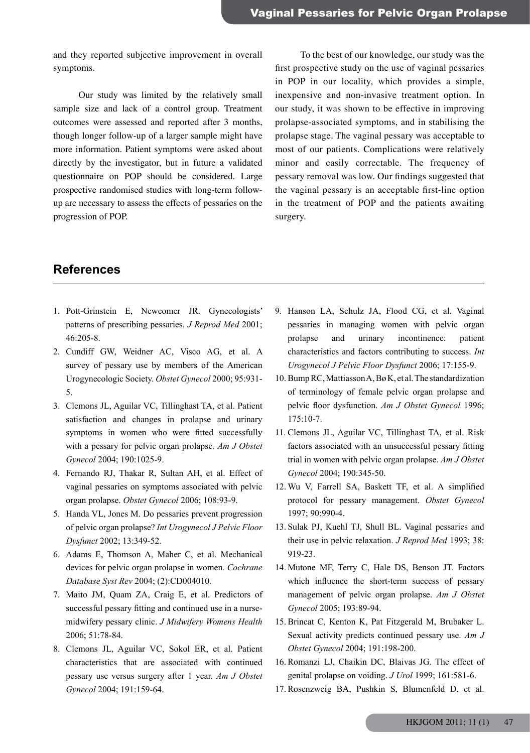and they reported subjective improvement in overall symptoms.

Our study was limited by the relatively small sample size and lack of a control group. Treatment outcomes were assessed and reported after 3 months, though longer follow-up of a larger sample might have more information. Patient symptoms were asked about directly by the investigator, but in future a validated questionnaire on POP should be considered. Large prospective randomised studies with long-term follow-up are necessary to assess the effects of pessaries on the progression of POP.

To the best of our knowledge, our study was the first prospective study on the use of vaginal pessaries in POP in our locality, which provides a simple, inexpensive and non-invasive treatment option. In our study, it was shown to be effective in improving prolapse-associated symptoms, and in stabilising the prolapse stage. The vaginal pessary was acceptable to most of our patients. Complications were relatively minor and easily correctable. The frequency of pessary removal was low. Our findings suggested that the vaginal pessary is an acceptable first-line option in the treatment of POP and the patients awaiting surgery.

## References

1. Pott-Grinstein E, Newcomer JR. Gynecologists' patterns of prescribing pessaries. *J Reprod Med* 2001; 46:205-8.
2. Cundiff GW, Weidner AC, Visco AG, et al. A survey of pessary use by members of the American Urogynecologic Society. *Obstet Gynecol* 2000; 95:931-5.
3. Clemons JL, Aguilar VC, Tillinghast TA, et al. Patient satisfaction and changes in prolapse and urinary symptoms in women who were fitted successfully with a pessary for pelvic organ prolapse. *Am J Obstet Gynecol* 2004; 190:1025-9.
4. Fernando RJ, Thakar R, Sultan AH, et al. Effect of vaginal pessaries on symptoms associated with pelvic organ prolapse. *Obstet Gynecol* 2006; 108:93-9.
5. Handa VL, Jones M. Do pessaries prevent progression of pelvic organ prolapse? *Int Urogynecol J Pelvic Floor Dysfunct* 2002; 13:349-52.
6. Adams E, Thomson A, Maher C, et al. Mechanical devices for pelvic organ prolapse in women. *Cochrane Database Syst Rev* 2004; (2):CD004010.
7. Maito JM, Quam ZA, Craig E, et al. Predictors of successful pessary fitting and continued use in a nurse-midwifery pessary clinic. *J Midwifery Womens Health* 2006; 51:78-84.
8. Clemons JL, Aguilar VC, Sokol ER, et al. Patient characteristics that are associated with continued pessary use versus surgery after 1 year. *Am J Obstet Gynecol* 2004; 191:159-64.
9. Hanson LA, Schulz JA, Flood CG, et al. Vaginal pessaries in managing women with pelvic organ prolapse and urinary incontinence: patient characteristics and factors contributing to success. *Int Urogynecol J Pelvic Floor Dysfunct* 2006; 17:155-9.
10. Bump RC, Mattiasson A, Bø K, et al. The standardization of terminology of female pelvic organ prolapse and pelvic floor dysfunction. *Am J Obstet Gynecol* 1996; 175:10-7.
11. Clemons JL, Aguilar VC, Tillinghast TA, et al. Risk factors associated with an unsuccessful pessary fitting trial in women with pelvic organ prolapse. *Am J Obstet Gynecol* 2004; 190:345-50.
12. Wu V, Farrell SA, Baskett TF, et al. A simplified protocol for pessary management. *Obstet Gynecol* 1997; 90:990-4.
13. Sulak PJ, Kuehl TJ, Shull BL. Vaginal pessaries and their use in pelvic relaxation. *J Reprod Med* 1993; 38: 919-23.
14. Mutone MF, Terry C, Hale DS, Benson JT. Factors which influence the short-term success of pessary management of pelvic organ prolapse. *Am J Obstet Gynecol* 2005; 193:89-94.
15. Brincat C, Kenton K, Pat Fitzgerald M, Brubaker L. Sexual activity predicts continued pessary use. *Am J Obstet Gynecol* 2004; 191:198-200.
16. Romanzi LJ, Chaikin DC, Blaivas JG. The effect of genital prolapse on voiding. *J Urol* 1999; 161:581-6.
17. Rosenzweig BA, Pushkin S, Blumenfeld D, et al.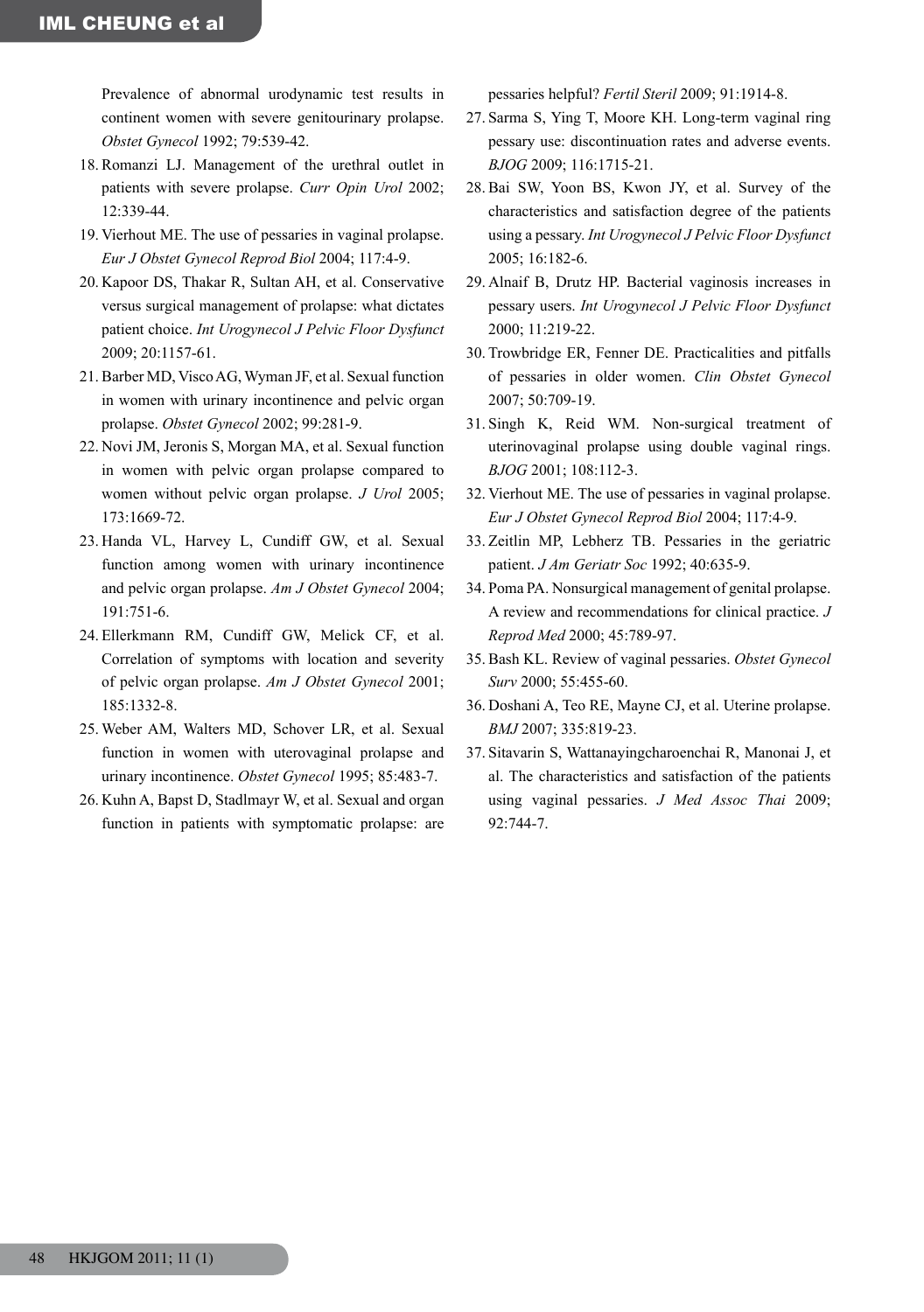Prevalence of abnormal urodynamic test results in continent women with severe genitourinary prolapse. *Obstet Gynecol* 1992; 79:539-42.

18. Romanzi LJ. Management of the urethral outlet in patients with severe prolapse. *Curr Opin Urol* 2002; 12:339-44.
19. Vierhout ME. The use of pessaries in vaginal prolapse. *Eur J Obstet Gynecol Reprod Biol* 2004; 117:4-9.
20. Kapoor DS, Thakar R, Sultan AH, et al. Conservative versus surgical management of prolapse: what dictates patient choice. *Int Urogynecol J Pelvic Floor Dysfunct* 2009; 20:1157-61.
21. Barber MD, Visco AG, Wyman JF, et al. Sexual function in women with urinary incontinence and pelvic organ prolapse. *Obstet Gynecol* 2002; 99:281-9.
22. Novi JM, Jeronis S, Morgan MA, et al. Sexual function in women with pelvic organ prolapse compared to women without pelvic organ prolapse. *J Urol* 2005; 173:1669-72.
23. Handa VL, Harvey L, Cundiff GW, et al. Sexual function among women with urinary incontinence and pelvic organ prolapse. *Am J Obstet Gynecol* 2004; 191:751-6.
24. Ellerkmann RM, Cundiff GW, Melick CF, et al. Correlation of symptoms with location and severity of pelvic organ prolapse. *Am J Obstet Gynecol* 2001; 185:1332-8.
25. Weber AM, Walters MD, Schover LR, et al. Sexual function in women with uterovaginal prolapse and urinary incontinence. *Obstet Gynecol* 1995; 85:483-7.
26. Kuhn A, Bapst D, Stadlmayr W, et al. Sexual and organ function in patients with symptomatic prolapse: are pessaries helpful? *Fertil Steril* 2009; 91:1914-8.
27. Sarma S, Ying T, Moore KH. Long-term vaginal ring pessary use: discontinuation rates and adverse events. *BJOG* 2009; 116:1715-21.
28. Bai SW, Yoon BS, Kwon JY, et al. Survey of the characteristics and satisfaction degree of the patients using a pessary. *Int Urogynecol J Pelvic Floor Dysfunct* 2005; 16:182-6.
29. Alnaif B, Drutz HP. Bacterial vaginosis increases in pessary users. *Int Urogynecol J Pelvic Floor Dysfunct* 2000; 11:219-22.
30. Trowbridge ER, Fenner DE. Practicalities and pitfalls of pessaries in older women. *Clin Obstet Gynecol* 2007; 50:709-19.
31. Singh K, Reid WM. Non-surgical treatment of uterinovaginal prolapse using double vaginal rings. *BJOG* 2001; 108:112-3.
32. Vierhout ME. The use of pessaries in vaginal prolapse. *Eur J Obstet Gynecol Reprod Biol* 2004; 117:4-9.
33. Zeitlin MP, Lebherz TB. Pessaries in the geriatric patient. *J Am Geriatr Soc* 1992; 40:635-9.
34. Poma PA. Nonsurgical management of genital prolapse. A review and recommendations for clinical practice. *J Reprod Med* 2000; 45:789-97.
35. Bash KL. Review of vaginal pessaries. *Obstet Gynecol Surv* 2000; 55:455-60.
36. Doshani A, Teo RE, Mayne CJ, et al. Uterine prolapse. *BMJ* 2007; 335:819-23.
37. Sitavarin S, Wattanayingcharoenchai R, Manonai J, et al. The characteristics and satisfaction of the patients using vaginal pessaries. *J Med Assoc Thai* 2009; 92:744-7.